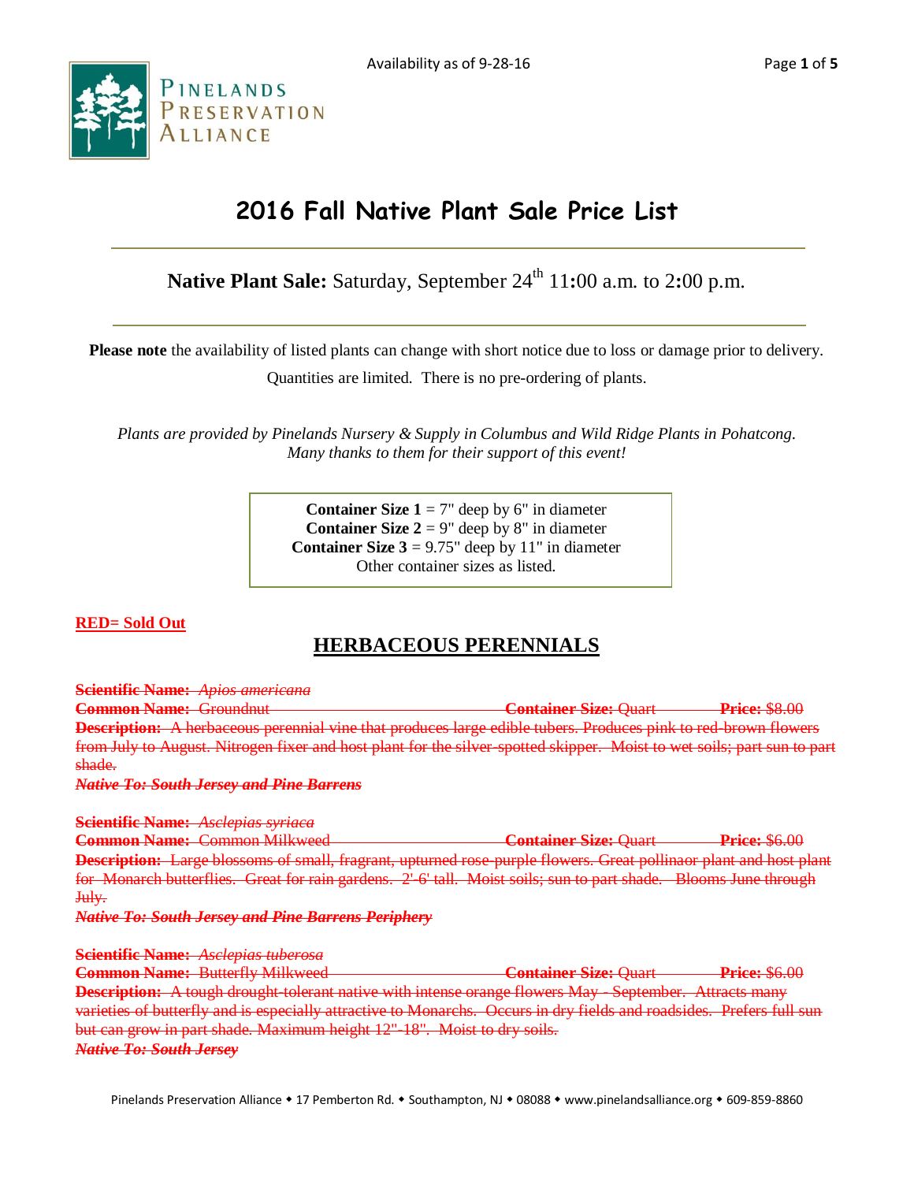Availability as of 9-28-16

PINELANDS PRESERVATION ALLIANCE

# 2016 Fall Native Plant Sale Price List

## **Native Plant Sale:** Saturday, September 24th 11:00 a.m. to 2:00 p.m.

**Please note** the availability of listed plants can change with short notice due to loss or damage prior to delivery. Quantities are limited. There is no pre-ordering of plants.

*Plants are provided by Pinelands Nursery & Supply in Columbus and Wild Ridge Plants in Pohatcong. Many thanks to them for their support of this event!*

**Container Size 1** = 7" deep by 6" in diameter
**Container Size 2** = 9" deep by 8" in diameter
**Container Size 3** = 9.75" deep by 11" in diameter
Other container sizes as listed.

**RED= Sold Out**

## HERBACEOUS PERENNIALS

~~**Scientific Name:** *Apios americana*~~
~~**Common Name:** Groundnut~~ ~~**Container Size:** Quart~~ ~~**Price:** $8.00~~
~~**Description:** A herbaceous perennial vine that produces large edible tubers. Produces pink to red-brown flowers from July to August. Nitrogen fixer and host plant for the silver-spotted skipper. Moist to wet soils; part sun to part shade.~~
~~***Native To: South Jersey and Pine Barrens***~~

~~**Scientific Name:** *Asclepias syriaca*~~
~~**Common Name:** Common Milkweed~~ ~~**Container Size:** Quart~~ ~~**Price:** $6.00~~
~~**Description:** Large blossoms of small, fragrant, upturned rose-purple flowers. Great pollinaor plant and host plant for Monarch butterflies. Great for rain gardens. 2'-6' tall. Moist soils; sun to part shade. Blooms June through July.~~
~~***Native To: South Jersey and Pine Barrens Periphery***~~

~~**Scientific Name:** *Asclepias tuberosa*~~
~~**Common Name:** Butterfly Milkweed~~ ~~**Container Size:** Quart~~ ~~**Price:** $6.00~~
~~**Description:** A tough drought-tolerant native with intense orange flowers May - September. Attracts many varieties of butterfly and is especially attractive to Monarchs. Occurs in dry fields and roadsides. Prefers full sun but can grow in part shade. Maximum height 12"-18". Moist to dry soils.~~
~~***Native To: South Jersey***~~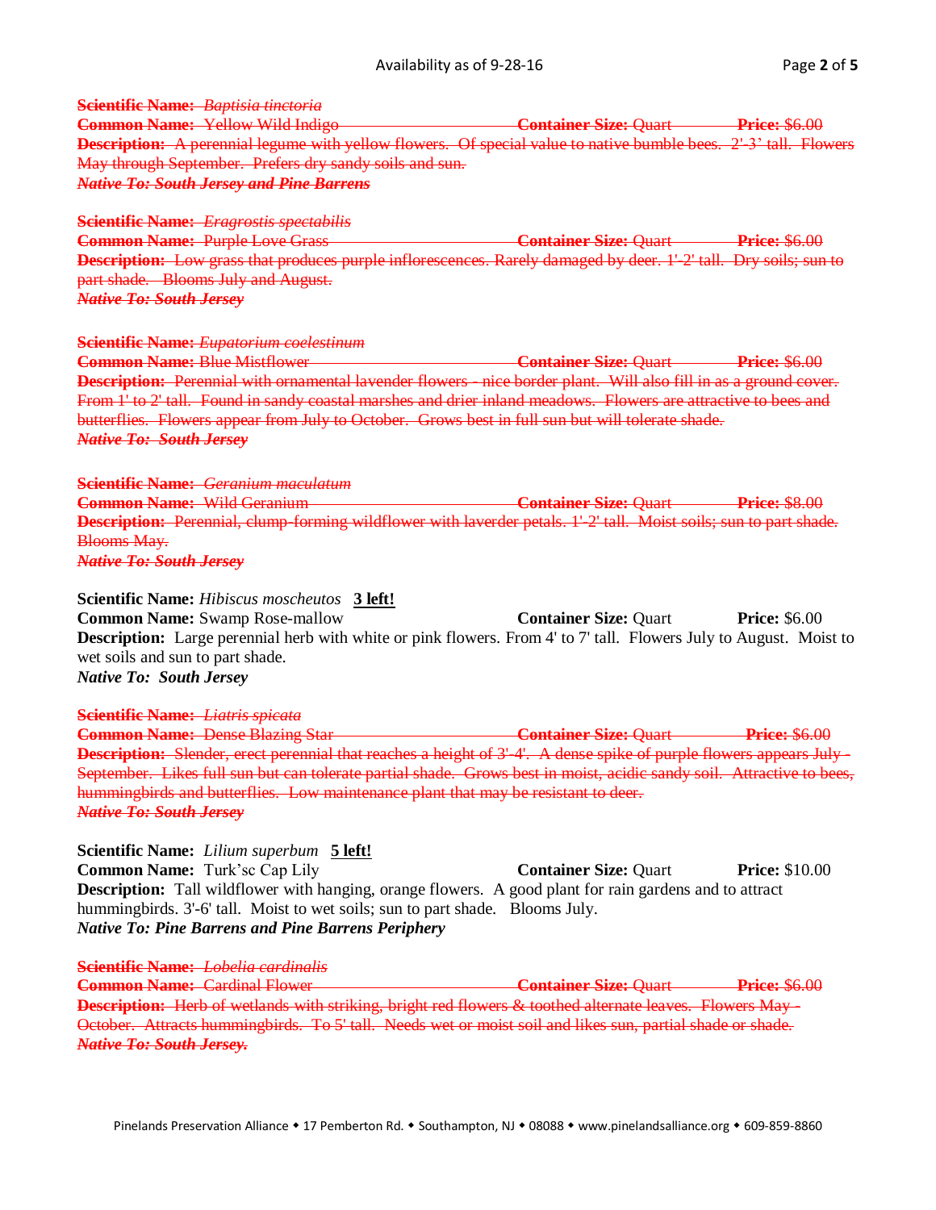~~**Scientific Name:** *Baptisia tinctoria*~~
~~**Common Name:** Yellow Wild Indigo **Container Size:** Quart **Price:** $6.00~~
~~**Description:** A perennial legume with yellow flowers. Of special value to native bumble bees. 2'-3' tall. Flowers May through September. Prefers dry sandy soils and sun.~~
~~***Native To: South Jersey and Pine Barrens***~~

~~**Scientific Name:** *Eragrostis spectabilis*~~
~~**Common Name:** Purple Love Grass **Container Size:** Quart **Price:** $6.00~~
~~**Description:** Low grass that produces purple inflorescences. Rarely damaged by deer. 1'-2' tall. Dry soils; sun to part shade. Blooms July and August.~~
~~***Native To: South Jersey***~~

~~**Scientific Name:** *Eupatorium coelestinum*~~
~~**Common Name:** Blue Mistflower **Container Size:** Quart **Price:** $6.00~~
~~**Description:** Perennial with ornamental lavender flowers - nice border plant. Will also fill in as a ground cover. From 1' to 2' tall. Found in sandy coastal marshes and drier inland meadows. Flowers are attractive to bees and butterflies. Flowers appear from July to October. Grows best in full sun but will tolerate shade.~~
~~***Native To: South Jersey***~~

~~**Scientific Name:** *Geranium maculatum*~~
~~**Common Name:** Wild Geranium **Container Size:** Quart **Price:** $8.00~~
~~**Description:** Perennial, clump-forming wildflower with laverder petals. 1'-2' tall. Moist soils; sun to part shade. Blooms May.~~
~~***Native To: South Jersey***~~

**Scientific Name:** *Hibiscus moscheutos* **<u>3 left!</u>**
**Common Name:** Swamp Rose-mallow **Container Size:** Quart **Price:** $6.00
**Description:** Large perennial herb with white or pink flowers. From 4' to 7' tall. Flowers July to August. Moist to wet soils and sun to part shade.
***Native To: South Jersey***

~~**Scientific Name:** *Liatris spicata*~~
~~**Common Name:** Dense Blazing Star **Container Size:** Quart **Price:** $6.00~~
~~**Description:** Slender, erect perennial that reaches a height of 3'-4'. A dense spike of purple flowers appears July - September. Likes full sun but can tolerate partial shade. Grows best in moist, acidic sandy soil. Attractive to bees, hummingbirds and butterflies. Low maintenance plant that may be resistant to deer.~~
~~***Native To: South Jersey***~~

**Scientific Name:** *Lilium superbum* **<u>5 left!</u>**
**Common Name:** Turk'sc Cap Lily **Container Size:** Quart **Price:** $10.00
**Description:** Tall wildflower with hanging, orange flowers. A good plant for rain gardens and to attract hummingbirds. 3'-6' tall. Moist to wet soils; sun to part shade. Blooms July.
***Native To: Pine Barrens and Pine Barrens Periphery***

~~**Scientific Name:** *Lobelia cardinalis*~~
~~**Common Name:** Cardinal Flower **Container Size:** Quart **Price:** $6.00~~
~~**Description:** Herb of wetlands with striking, bright red flowers & toothed alternate leaves. Flowers May - October. Attracts hummingbirds. To 5' tall. Needs wet or moist soil and likes sun, partial shade or shade.~~
~~***Native To: South Jersey.***~~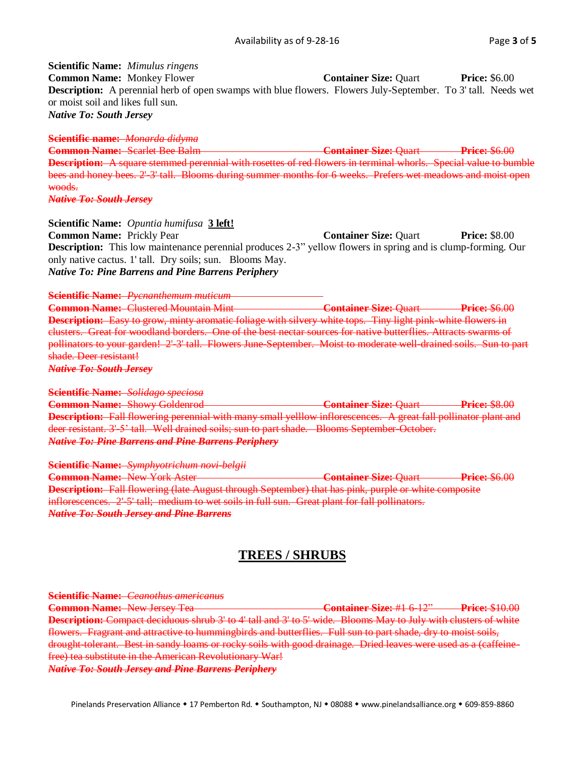**Scientific Name:** *Mimulus ringens*
**Common Name:** Monkey Flower **Container Size:** Quart **Price:** $6.00
**Description:** A perennial herb of open swamps with blue flowers. Flowers July-September. To 3' tall. Needs wet or moist soil and likes full sun.
***Native To: South Jersey***

~~**Scientific name:** *Monarda didyma*~~
~~**Common Name:** Scarlet Bee Balm **Container Size:** Quart **Price:** $6.00~~
~~**Description:** A square stemmed perennial with rosettes of red flowers in terminal whorls. Special value to bumble bees and honey bees. 2'-3' tall. Blooms during summer months for 6 weeks. Prefers wet meadows and moist open woods.~~
~~***Native To: South Jersey***~~

**Scientific Name:** *Opuntia humifusa* **3 left!**
**Common Name:** Prickly Pear **Container Size:** Quart **Price:** $8.00
**Description:** This low maintenance perennial produces 2-3" yellow flowers in spring and is clump-forming. Our only native cactus. 1' tall. Dry soils; sun. Blooms May.
***Native To: Pine Barrens and Pine Barrens Periphery***

~~**Scientific Name:** *Pycnanthemum muticum*~~
~~**Common Name:** Clustered Mountain Mint **Container Size:** Quart **Price:** $6.00~~
~~**Description:** Easy to grow, minty aromatic foliage with silvery white tops. Tiny light pink-white flowers in clusters. Great for woodland borders. One of the best nectar sources for native butterflies. Attracts swarms of pollinators to your garden! 2'-3' tall. Flowers June-September. Moist to moderate well-drained soils. Sun to part shade. Deer resistant!~~
~~***Native To: South Jersey***~~

~~**Scientific Name:** *Solidago speciosa*~~
~~**Common Name:** Showy Goldenrod **Container Size:** Quart **Price:** $8.00~~
~~**Description:** Fall flowering perennial with many small yelllow inflorescences. A great fall pollinator plant and deer resistant. 3'-5' tall. Well drained soils; sun to part shade. Blooms September-October.~~
~~***Native To: Pine Barrens and Pine Barrens Periphery***~~

~~**Scientific Name:** *Symphyotrichum novi-belgii*~~
~~**Common Name:** New York Aster **Container Size:** Quart **Price:** $6.00~~
~~**Description:** Fall flowering (late August through September) that has pink, purple or white composite inflorescences. 2'-5' tall; medium to wet soils in full sun. Great plant for fall pollinators.~~
~~***Native To: South Jersey and Pine Barrens***~~

## TREES / SHRUBS

~~**Scientific Name:** *Ceanothus americanus*~~
~~**Common Name:** New Jersey Tea **Container Size:** #1 6-12" **Price:** $10.00~~
~~**Description:** Compact deciduous shrub 3' to 4' tall and 3' to 5' wide. Blooms May to July with clusters of white flowers. Fragrant and attractive to hummingbirds and butterflies. Full sun to part shade, dry to moist soils, drought-tolerant. Best in sandy loams or rocky soils with good drainage. Dried leaves were used as a (caffeine-free) tea substitute in the American Revolutionary War!~~
~~***Native To: South Jersey and Pine Barrens Periphery***~~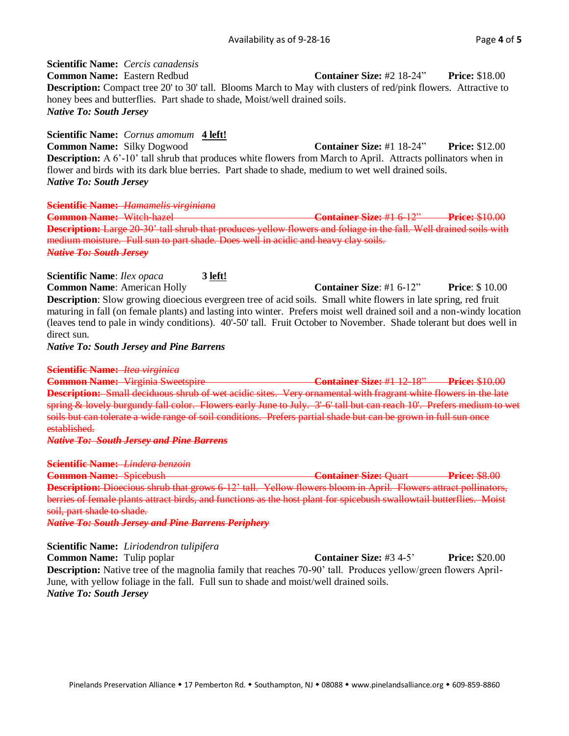**Scientific Name:** *Cercis canadensis*
**Common Name:** Eastern Redbud **Container Size:** #2 18-24" **Price:** $18.00
**Description:** Compact tree 20' to 30' tall. Blooms March to May with clusters of red/pink flowers. Attractive to honey bees and butterflies. Part shade to shade, Moist/well drained soils.
***Native To: South Jersey***

**Scientific Name:** *Cornus amomum* **4 left!**
**Common Name:** Silky Dogwood **Container Size:** #1 18-24" **Price:** $12.00
**Description:** A 6'-10' tall shrub that produces white flowers from March to April. Attracts pollinators when in flower and birds with its dark blue berries. Part shade to shade, medium to wet well drained soils.
***Native To: South Jersey***

~~**Scientific Name:** *Hamamelis virginiana*~~
~~**Common Name:** Witch-hazel **Container Size:** #1 6-12" **Price:** $10.00~~
~~**Description:** Large 20-30' tall shrub that produces yellow flowers and foliage in the fall. Well drained soils with medium moisture. Full sun to part shade. Does well in acidic and heavy clay soils.~~
~~***Native To: South Jersey***~~

**Scientific Name**: *Ilex opaca* **3 left!**
**Common Name**: American Holly **Container Size**: #1 6-12" **Price**: $ 10.00
**Description**: Slow growing dioecious evergreen tree of acid soils. Small white flowers in late spring, red fruit maturing in fall (on female plants) and lasting into winter. Prefers moist well drained soil and a non-windy location (leaves tend to pale in windy conditions). 40'-50' tall. Fruit October to November. Shade tolerant but does well in direct sun.
***Native To: South Jersey and Pine Barrens***

~~**Scientific Name:** *Itea virginica*~~
~~**Common Name:** Virginia Sweetspire **Container Size:** #1 12-18" **Price:** $10.00~~
~~**Description:** Small deciduous shrub of wet acidic sites. Very ornamental with fragrant white flowers in the late spring & lovely burgundy fall color. Flowers early June to July. 3'-6' tall but can reach 10'. Prefers medium to wet soils but can tolerate a wide range of soil conditions. Prefers partial shade but can be grown in full sun once established.~~
~~***Native To: South Jersey and Pine Barrens***~~

~~**Scientific Name:** *Lindera benzoin*~~
~~**Common Name:** Spicebush **Container Size:** Quart **Price:** $8.00~~
~~**Description:** Dioecious shrub that grows 6-12' tall. Yellow flowers bloom in April. Flowers attract pollinators, berries of female plants attract birds, and functions as the host plant for spicebush swallowtail butterflies. Moist soil, part shade to shade.~~
~~***Native To: South Jersey and Pine Barrens Periphery***~~

**Scientific Name:** *Liriodendron tulipifera*
**Common Name:** Tulip poplar **Container Size:** #3 4-5' **Price:** $20.00
**Description:** Native tree of the magnolia family that reaches 70-90' tall. Produces yellow/green flowers April-June, with yellow foliage in the fall. Full sun to shade and moist/well drained soils.
***Native To: South Jersey***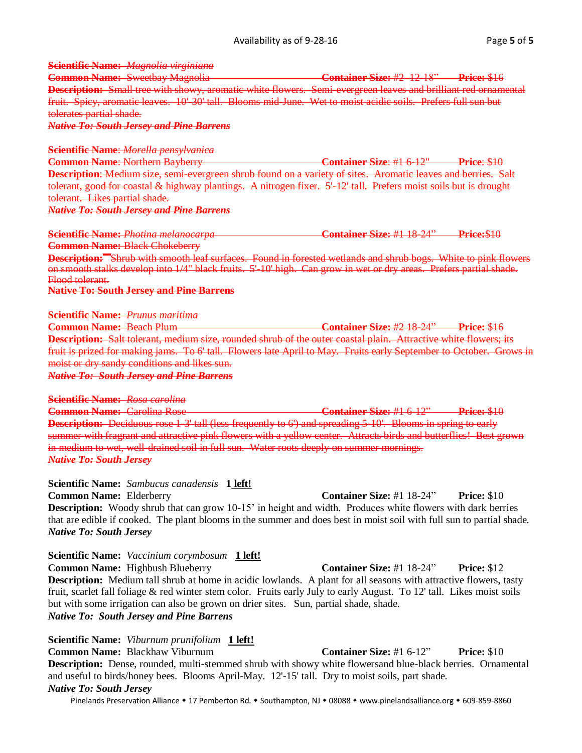~~**Scientific Name:** *Magnolia virginiana*~~
~~**Common Name:** Sweetbay Magnolia **Container Size:** #2 12-18" **Price:** $16~~
~~**Description:** Small tree with showy, aromatic white flowers. Semi-evergreen leaves and brilliant red ornamental fruit. Spicy, aromatic leaves. 10'-30' tall. Blooms mid-June. Wet to moist acidic soils. Prefers full sun but tolerates partial shade.~~
~~***Native To: South Jersey and Pine Barrens***~~

~~**Scientific Name**: *Morella pensylvanica*~~
~~**Common Name**: Northern Bayberry **Container Size**: #1 6-12" **Price**: $10~~
~~**Description**: Medium size, semi-evergreen shrub found on a variety of sites. Aromatic leaves and berries. Salt tolerant, good for coastal & highway plantings. A nitrogen fixer. 5'-12' tall. Prefers moist soils but is drought tolerant. Likes partial shade.~~
~~***Native To: South Jersey and Pine Barrens***~~

~~**Scientific Name:** *Photina melanocarpa* **Container Size:** #1 18-24" **Price:**$10~~
~~**Common Name:** Black Chokeberry~~
~~**Description:** Shrub with smooth leaf surfaces. Found in forested wetlands and shrub bogs. White to pink flowers on smooth stalks develop into 1/4" black fruits. 5'-10' high. Can grow in wet or dry areas. Prefers partial shade. Flood tolerant.~~
~~**Native To: South Jersey and Pine Barrens**~~

~~**Scientific Name:** *Prunus maritima*~~
~~**Common Name:** Beach Plum **Container Size:** #2 18-24" **Price:** $16~~
~~**Description:** Salt tolerant, medium size, rounded shrub of the outer coastal plain. Attractive white flowers; its fruit is prized for making jams. To 6' tall. Flowers late April to May. Fruits early September to October. Grows in moist or dry sandy conditions and likes sun.~~
~~***Native To: South Jersey and Pine Barrens***~~

~~**Scientific Name:** *Rosa carolina*~~
~~**Common Name:** Carolina Rose **Container Size:** #1 6-12" **Price:** $10~~
~~**Description:** Deciduous rose 1-3' tall (less frequently to 6') and spreading 5-10'. Blooms in spring to early summer with fragrant and attractive pink flowers with a yellow center. Attracts birds and butterflies! Best grown in medium to wet, well-drained soil in full sun. Water roots deeply on summer mornings.~~
~~***Native To: South Jersey***~~

**Scientific Name:** *Sambucus canadensis* **1 left!**
**Common Name:** Elderberry **Container Size:** #1 18-24" **Price:** $10
**Description:** Woody shrub that can grow 10-15' in height and width. Produces white flowers with dark berries that are edible if cooked. The plant blooms in the summer and does best in moist soil with full sun to partial shade.
***Native To: South Jersey***

**Scientific Name:** *Vaccinium corymbosum* **1 left!**
**Common Name:** Highbush Blueberry **Container Size:** #1 18-24" **Price:** $12
**Description:** Medium tall shrub at home in acidic lowlands. A plant for all seasons with attractive flowers, tasty fruit, scarlet fall foliage & red winter stem color. Fruits early July to early August. To 12' tall. Likes moist soils but with some irrigation can also be grown on drier sites. Sun, partial shade, shade.
***Native To: South Jersey and Pine Barrens***

**Scientific Name:** *Viburnum prunifolium* **1 left!**
**Common Name:** Blackhaw Viburnum **Container Size:** #1 6-12" **Price:** $10
**Description:** Dense, rounded, multi-stemmed shrub with showy white flowersand blue-black berries. Ornamental and useful to birds/honey bees. Blooms April-May. 12'-15' tall. Dry to moist soils, part shade.
***Native To: South Jersey***

Pinelands Preservation Alliance • 17 Pemberton Rd. • Southampton, NJ • 08088 • www.pinelandsalliance.org • 609-859-8860